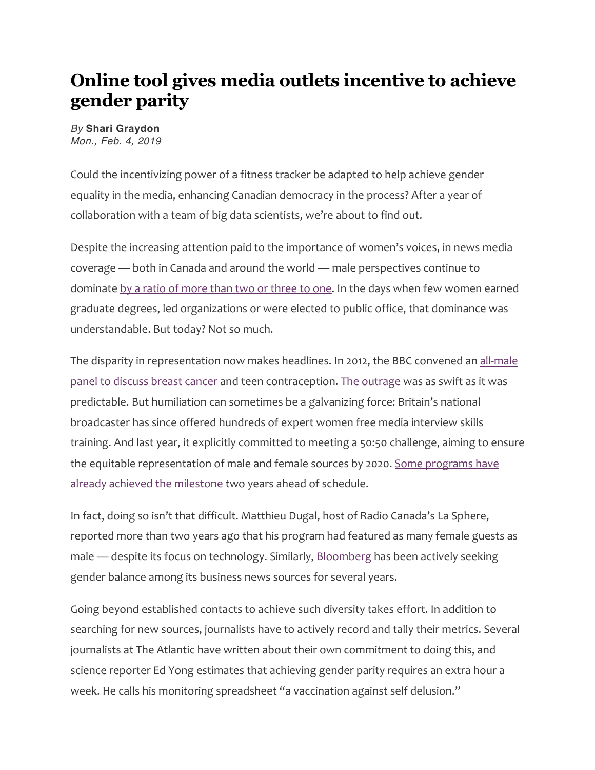# Online tool gives media outlets incentive to achieve gender parity

*By* **Shari Graydon**
*Mon., Feb. 4, 2019*

Could the incentivizing power of a fitness tracker be adapted to help achieve gender equality in the media, enhancing Canadian democracy in the process? After a year of collaboration with a team of big data scientists, we're about to find out.

Despite the increasing attention paid to the importance of women's voices, in news media coverage — both in Canada and around the world — male perspectives continue to dominate by a ratio of more than two or three to one. In the days when few women earned graduate degrees, led organizations or were elected to public office, that dominance was understandable. But today? Not so much.

The disparity in representation now makes headlines. In 2012, the BBC convened an all-male panel to discuss breast cancer and teen contraception. The outrage was as swift as it was predictable. But humiliation can sometimes be a galvanizing force: Britain's national broadcaster has since offered hundreds of expert women free media interview skills training. And last year, it explicitly committed to meeting a 50:50 challenge, aiming to ensure the equitable representation of male and female sources by 2020. Some programs have already achieved the milestone two years ahead of schedule.

In fact, doing so isn't that difficult. Matthieu Dugal, host of Radio Canada's La Sphere, reported more than two years ago that his program had featured as many female guests as male — despite its focus on technology. Similarly, Bloomberg has been actively seeking gender balance among its business news sources for several years.

Going beyond established contacts to achieve such diversity takes effort. In addition to searching for new sources, journalists have to actively record and tally their metrics. Several journalists at The Atlantic have written about their own commitment to doing this, and science reporter Ed Yong estimates that achieving gender parity requires an extra hour a week. He calls his monitoring spreadsheet "a vaccination against self delusion."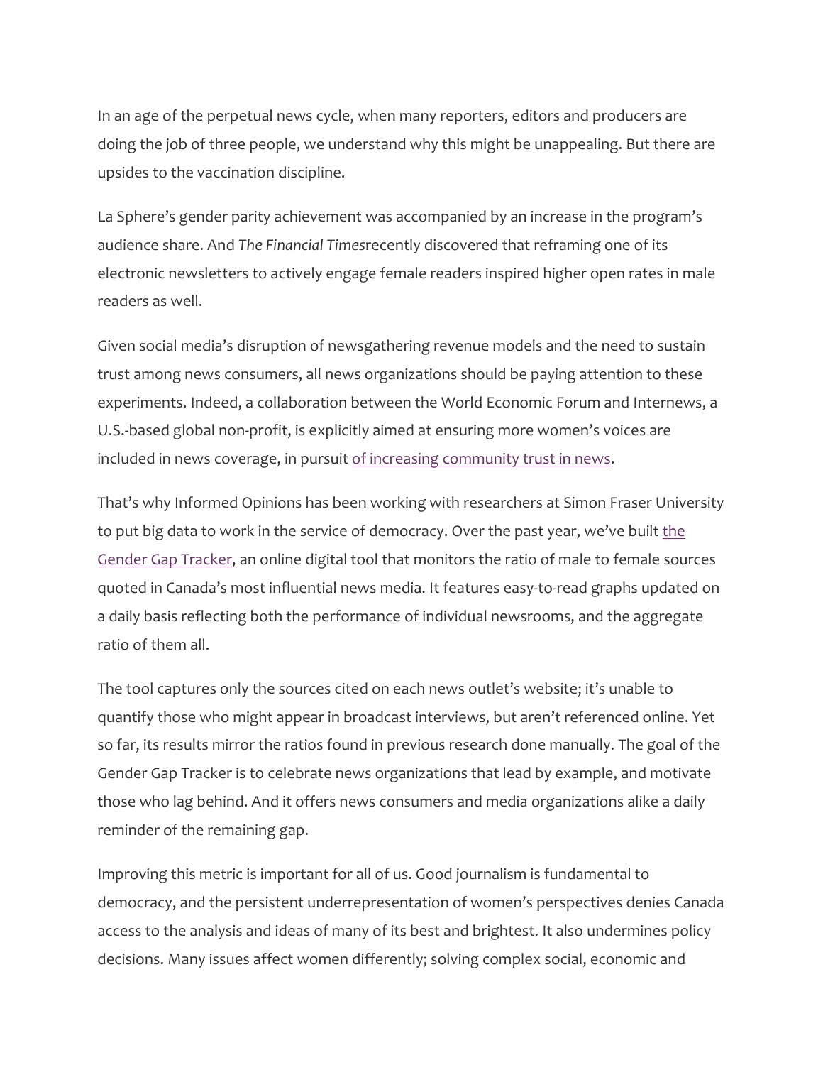In an age of the perpetual news cycle, when many reporters, editors and producers are doing the job of three people, we understand why this might be unappealing. But there are upsides to the vaccination discipline.

La Sphere's gender parity achievement was accompanied by an increase in the program's audience share. And *The Financial Times*recently discovered that reframing one of its electronic newsletters to actively engage female readers inspired higher open rates in male readers as well.

Given social media's disruption of newsgathering revenue models and the need to sustain trust among news consumers, all news organizations should be paying attention to these experiments. Indeed, a collaboration between the World Economic Forum and Internews, a U.S.-based global non-profit, is explicitly aimed at ensuring more women's voices are included in news coverage, in pursuit of increasing community trust in news.

That's why Informed Opinions has been working with researchers at Simon Fraser University to put big data to work in the service of democracy. Over the past year, we've built the Gender Gap Tracker, an online digital tool that monitors the ratio of male to female sources quoted in Canada's most influential news media. It features easy-to-read graphs updated on a daily basis reflecting both the performance of individual newsrooms, and the aggregate ratio of them all.

The tool captures only the sources cited on each news outlet's website; it's unable to quantify those who might appear in broadcast interviews, but aren't referenced online. Yet so far, its results mirror the ratios found in previous research done manually. The goal of the Gender Gap Tracker is to celebrate news organizations that lead by example, and motivate those who lag behind. And it offers news consumers and media organizations alike a daily reminder of the remaining gap.

Improving this metric is important for all of us. Good journalism is fundamental to democracy, and the persistent underrepresentation of women's perspectives denies Canada access to the analysis and ideas of many of its best and brightest. It also undermines policy decisions. Many issues affect women differently; solving complex social, economic and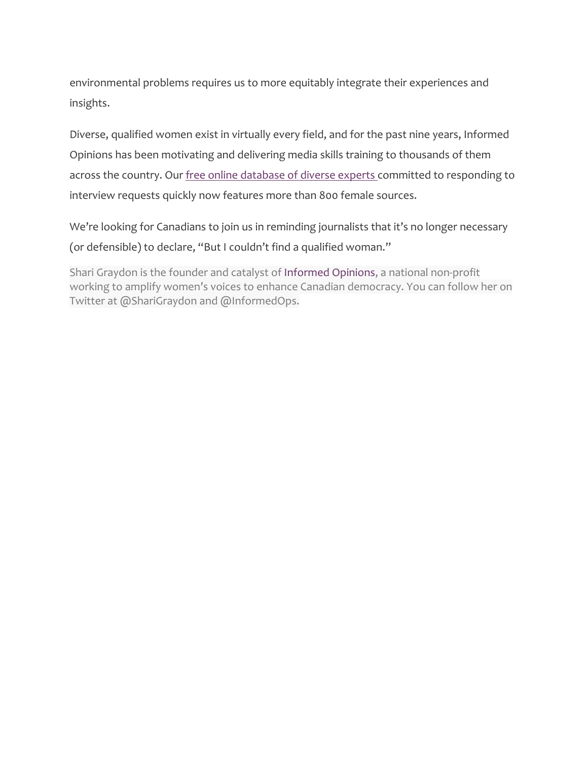environmental problems requires us to more equitably integrate their experiences and insights.

Diverse, qualified women exist in virtually every field, and for the past nine years, Informed Opinions has been motivating and delivering media skills training to thousands of them across the country. Our free online database of diverse experts committed to responding to interview requests quickly now features more than 800 female sources.

We're looking for Canadians to join us in reminding journalists that it's no longer necessary (or defensible) to declare, "But I couldn't find a qualified woman."

Shari Graydon is the founder and catalyst of Informed Opinions, a national non-profit working to amplify women's voices to enhance Canadian democracy. You can follow her on Twitter at @ShariGraydon and @InformedOps.